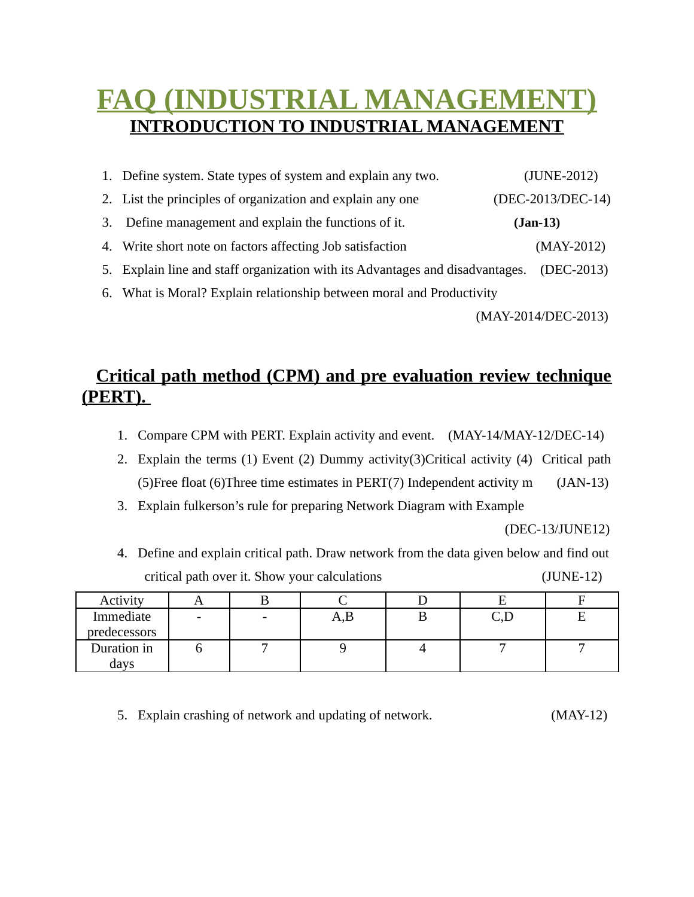# FAQ (INDUSTRIAL MANAGEMENT)

## INTRODUCTION TO INDUSTRIAL MANAGEMENT

1. Define system. State types of system and explain any two. (JUNE-2012)
2. List the principles of organization and explain any one (DEC-2013/DEC-14)
3. Define management and explain the functions of it. **(Jan-13)**
4. Write short note on factors affecting Job satisfaction (MAY-2012)
5. Explain line and staff organization with its Advantages and disadvantages. (DEC-2013)
6. What is Moral? Explain relationship between moral and Productivity (MAY-2014/DEC-2013)

## Critical path method (CPM) and pre evaluation review technique (PERT).

1. Compare CPM with PERT. Explain activity and event. (MAY-14/MAY-12/DEC-14)
2. Explain the terms (1) Event (2) Dummy activity(3)Critical activity (4) Critical path (5)Free float (6)Three time estimates in PERT(7) Independent activity m (JAN-13)
3. Explain fulkerson's rule for preparing Network Diagram with Example (DEC-13/JUNE12)
4. Define and explain critical path. Draw network from the data given below and find out critical path over it. Show your calculations (JUNE-12)

| Activity | A | B | C | D | E | F |
|---|---|---|---|---|---|---|
| Immediate predecessors | - | - | A,B | B | C,D | E |
| Duration in days | 6 | 7 | 9 | 4 | 7 | 7 |

5. Explain crashing of network and updating of network. (MAY-12)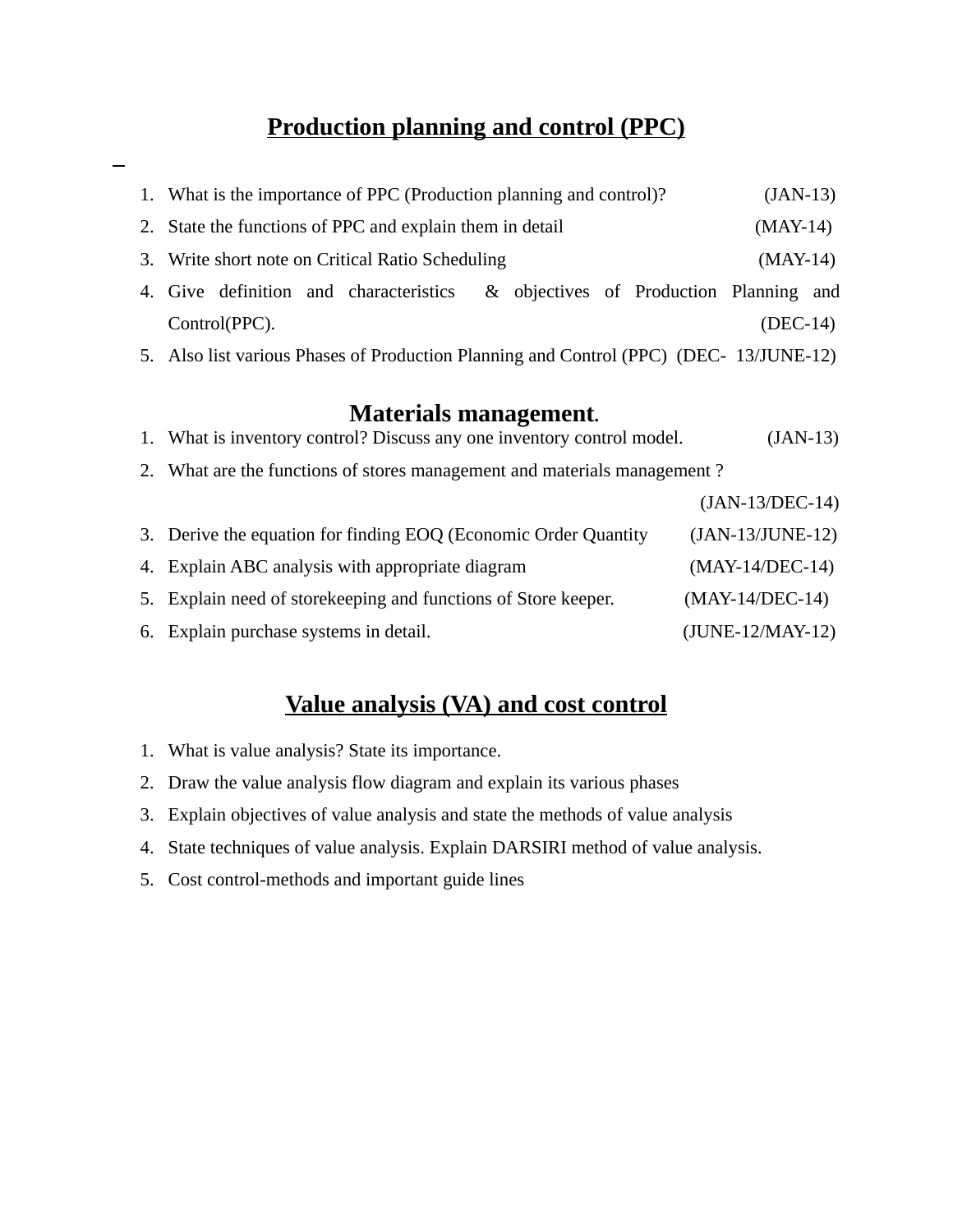## Production planning and control (PPC)

1. What is the importance of PPC (Production planning and control)? (JAN-13)
2. State the functions of PPC and explain them in detail (MAY-14)
3. Write short note on Critical Ratio Scheduling (MAY-14)
4. Give definition and characteristics & objectives of Production Planning and Control(PPC). (DEC-14)
5. Also list various Phases of Production Planning and Control (PPC) (DEC- 13/JUNE-12)

## Materials management.

1. What is inventory control? Discuss any one inventory control model. (JAN-13)
2. What are the functions of stores management and materials management ? (JAN-13/DEC-14)
3. Derive the equation for finding EOQ (Economic Order Quantity (JAN-13/JUNE-12)
4. Explain ABC analysis with appropriate diagram (MAY-14/DEC-14)
5. Explain need of storekeeping and functions of Store keeper. (MAY-14/DEC-14)
6. Explain purchase systems in detail. (JUNE-12/MAY-12)

## Value analysis (VA) and cost control

1. What is value analysis? State its importance.
2. Draw the value analysis flow diagram and explain its various phases
3. Explain objectives of value analysis and state the methods of value analysis
4. State techniques of value analysis. Explain DARSIRI method of value analysis.
5. Cost control-methods and important guide lines